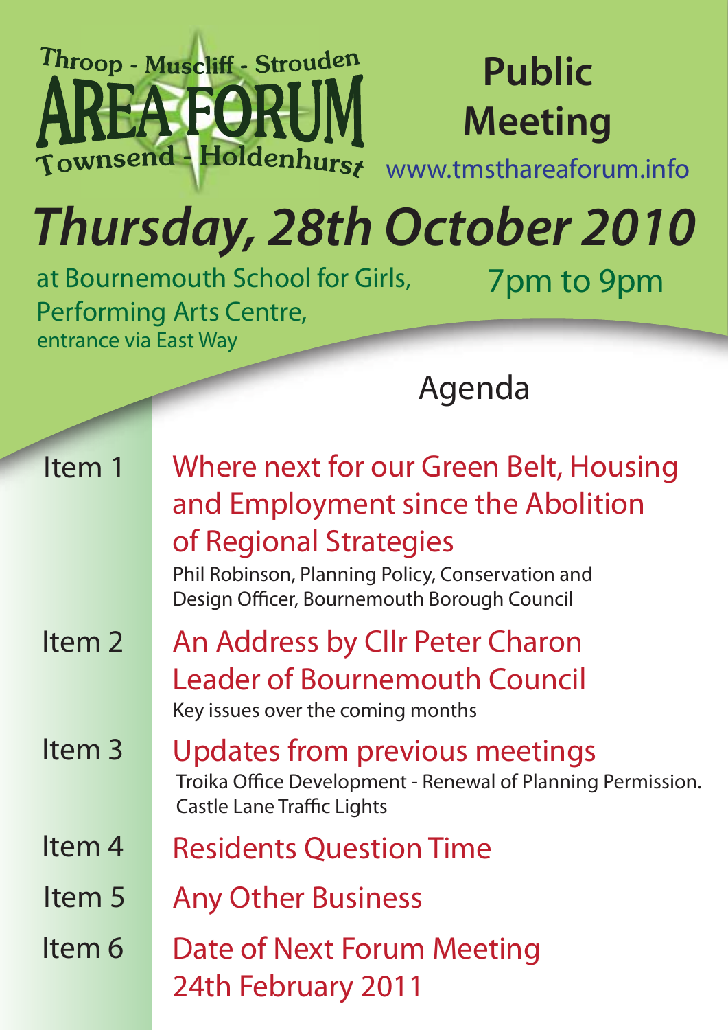# Throop - Muscliff - Strouden AREA FORUM Townsend - Holdenhurst

## Public Meeting

www.tmsthareaforum.info

# *Thursday, 28th October 2010*

at Bournemouth School for Girls,
Performing Arts Centre,
entrance via East Way

7pm to 9pm

## Agenda

**Item 1** — Where next for our Green Belt, Housing and Employment since the Abolition of Regional Strategies

Phil Robinson, Planning Policy, Conservation and Design Officer, Bournemouth Borough Council

**Item 2** — An Address by Cllr Peter Charon Leader of Bournemouth Council

Key issues over the coming months

**Item 3** — Updates from previous meetings

Troika Office Development - Renewal of Planning Permission.
Castle Lane Traffic Lights

**Item 4** — Residents Question Time

**Item 5** — Any Other Business

**Item 6** — Date of Next Forum Meeting 24th February 2011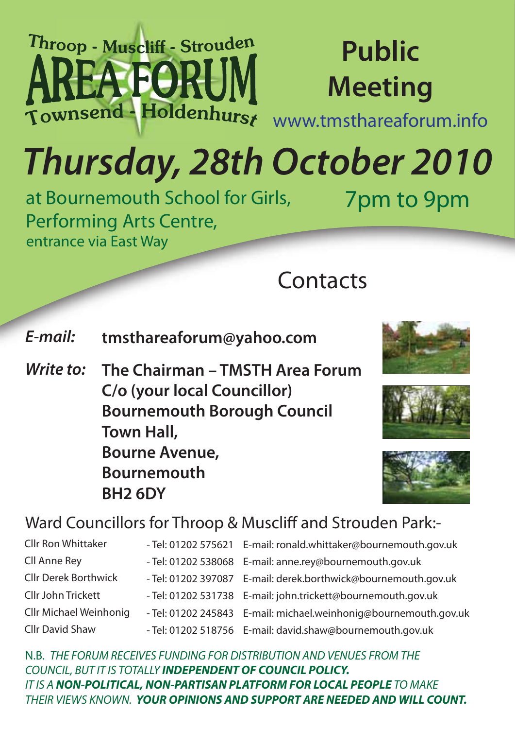Throop - Muscliff - Strouden

# AREA FORUM

Townsend - Holdenhurst

# Public Meeting

www.tmsthareaforum.info

# *Thursday, 28th October 2010*

at Bournemouth School for Girls,
Performing Arts Centre,
entrance via East Way

7pm to 9pm

## Contacts

***E-mail:*** **tmsthareaforum@yahoo.com**

***Write to:*** **The Chairman – TMSTH Area Forum**
**C/o (your local Councillor)**
**Bournemouth Borough Council**
**Town Hall,**
**Bourne Avenue,**
**Bournemouth**
**BH2 6DY**

## Ward Councillors for Throop & Muscliff and Strouden Park:-

| | | |
|---|---|---|
| Cllr Ron Whittaker | - Tel: 01202 575621 | E-mail: ronald.whittaker@bournemouth.gov.uk |
| Cll Anne Rey | - Tel: 01202 538068 | E-mail: anne.rey@bournemouth.gov.uk |
| Cllr Derek Borthwick | - Tel: 01202 397087 | E-mail: derek.borthwick@bournemouth.gov.uk |
| Cllr John Trickett | - Tel: 01202 531738 | E-mail: john.trickett@bournemouth.gov.uk |
| Cllr Michael Weinhonig | - Tel: 01202 245843 | E-mail: michael.weinhonig@bournemouth.gov.uk |
| Cllr David Shaw | - Tel: 01202 518756 | E-mail: david.shaw@bournemouth.gov.uk |

N.B. *THE FORUM RECEIVES FUNDING FOR DISTRIBUTION AND VENUES FROM THE COUNCIL, BUT IT IS TOTALLY* ***INDEPENDENT OF COUNCIL POLICY.***
*IT IS A* ***NON-POLITICAL, NON-PARTISAN PLATFORM FOR LOCAL PEOPLE*** *TO MAKE THEIR VIEWS KNOWN.* ***YOUR OPINIONS AND SUPPORT ARE NEEDED AND WILL COUNT.***